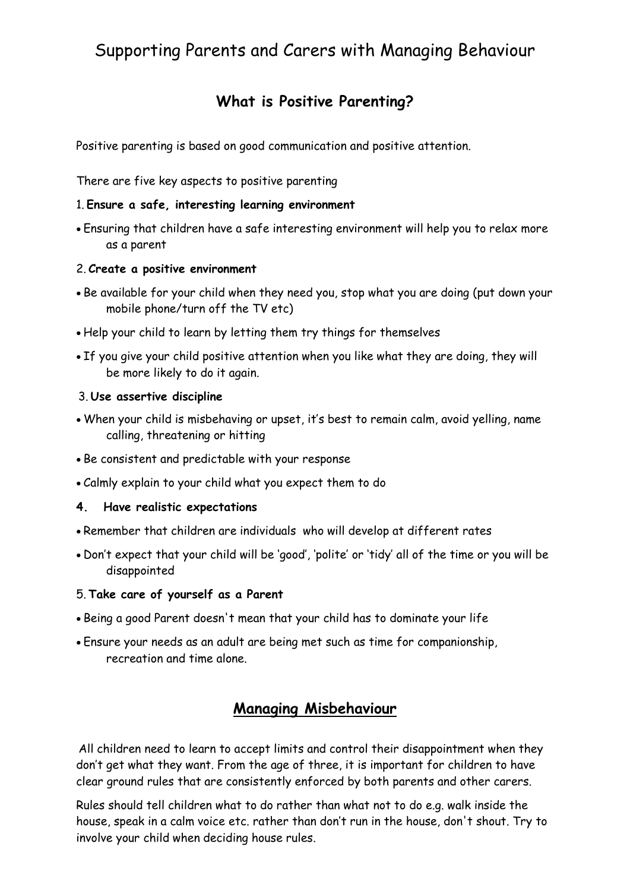# Supporting Parents and Carers with Managing Behaviour

## What is Positive Parenting?

Positive parenting is based on good communication and positive attention.

There are five key aspects to positive parenting

1. **Ensure a safe, interesting learning environment**

- Ensuring that children have a safe interesting environment will help you to relax more as a parent

2. **Create a positive environment**

- Be available for your child when they need you, stop what you are doing (put down your mobile phone/turn off the TV etc)
- Help your child to learn by letting them try things for themselves
- If you give your child positive attention when you like what they are doing, they will be more likely to do it again.

3. **Use assertive discipline**

- When your child is misbehaving or upset, it's best to remain calm, avoid yelling, name calling, threatening or hitting
- Be consistent and predictable with your response
- Calmly explain to your child what you expect them to do

4. **Have realistic expectations**

- Remember that children are individuals who will develop at different rates
- Don't expect that your child will be 'good', 'polite' or 'tidy' all of the time or you will be disappointed

5. **Take care of yourself as a Parent**

- Being a good Parent doesn't mean that your child has to dominate your life
- Ensure your needs as an adult are being met such as time for companionship, recreation and time alone.

## Managing Misbehaviour

All children need to learn to accept limits and control their disappointment when they don't get what they want. From the age of three, it is important for children to have clear ground rules that are consistently enforced by both parents and other carers.

Rules should tell children what to do rather than what not to do e.g. walk inside the house, speak in a calm voice etc. rather than don't run in the house, don't shout. Try to involve your child when deciding house rules.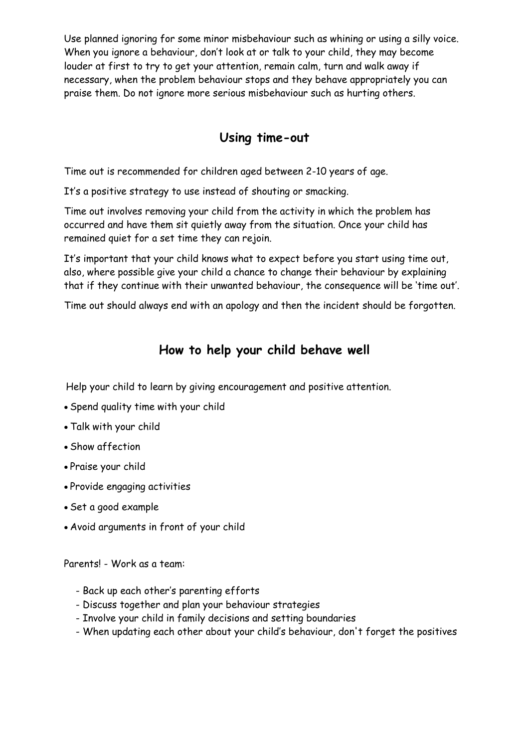Use planned ignoring for some minor misbehaviour such as whining or using a silly voice. When you ignore a behaviour, don't look at or talk to your child, they may become louder at first to try to get your attention, remain calm, turn and walk away if necessary, when the problem behaviour stops and they behave appropriately you can praise them. Do not ignore more serious misbehaviour such as hurting others.

## Using time-out

Time out is recommended for children aged between 2-10 years of age.

It's a positive strategy to use instead of shouting or smacking.

Time out involves removing your child from the activity in which the problem has occurred and have them sit quietly away from the situation. Once your child has remained quiet for a set time they can rejoin.

It's important that your child knows what to expect before you start using time out, also, where possible give your child a chance to change their behaviour by explaining that if they continue with their unwanted behaviour, the consequence will be 'time out'.

Time out should always end with an apology and then the incident should be forgotten.

## How to help your child behave well

Help your child to learn by giving encouragement and positive attention.

- Spend quality time with your child
- Talk with your child
- Show affection
- Praise your child
- Provide engaging activities
- Set a good example
- Avoid arguments in front of your child

Parents! - Work as a team:

- Back up each other's parenting efforts
- Discuss together and plan your behaviour strategies
- Involve your child in family decisions and setting boundaries
- When updating each other about your child's behaviour, don't forget the positives